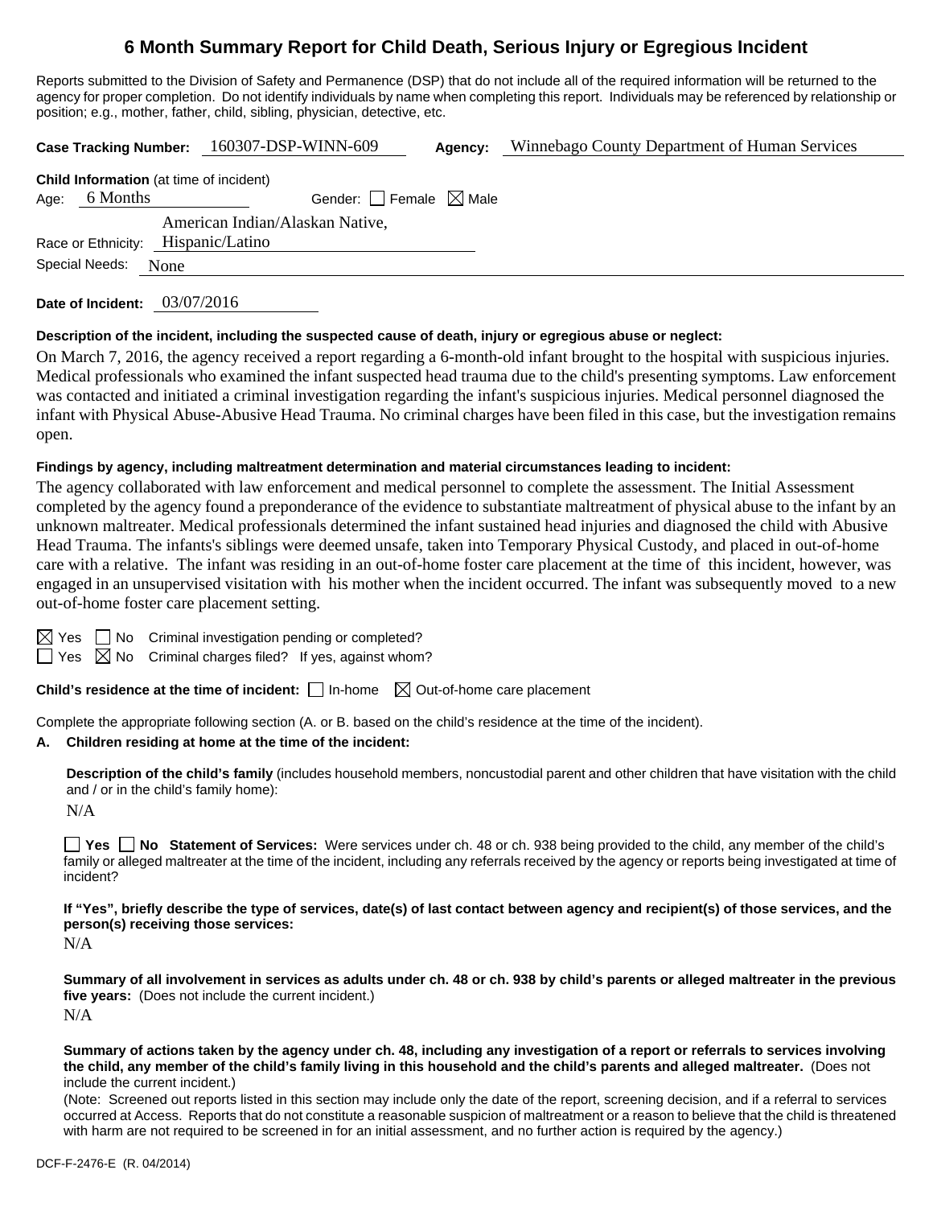# 6 Month Summary Report for Child Death, Serious Injury or Egregious Incident

Reports submitted to the Division of Safety and Permanence (DSP) that do not include all of the required information will be returned to the agency for proper completion. Do not identify individuals by name when completing this report. Individuals may be referenced by relationship or position; e.g., mother, father, child, sibling, physician, detective, etc.

**Case Tracking Number:** 160307-DSP-WINN-609 **Agency:** Winnebago County Department of Human Services

**Child Information** (at time of incident)

Age: 6 Months Gender: ☐ Female ☒ Male

Race or Ethnicity: American Indian/Alaskan Native, Hispanic/Latino

Special Needs: None

**Date of Incident:** 03/07/2016

**Description of the incident, including the suspected cause of death, injury or egregious abuse or neglect:**

On March 7, 2016, the agency received a report regarding a 6-month-old infant brought to the hospital with suspicious injuries. Medical professionals who examined the infant suspected head trauma due to the child's presenting symptoms. Law enforcement was contacted and initiated a criminal investigation regarding the infant's suspicious injuries. Medical personnel diagnosed the infant with Physical Abuse-Abusive Head Trauma. No criminal charges have been filed in this case, but the investigation remains open.

**Findings by agency, including maltreatment determination and material circumstances leading to incident:**

The agency collaborated with law enforcement and medical personnel to complete the assessment. The Initial Assessment completed by the agency found a preponderance of the evidence to substantiate maltreatment of physical abuse to the infant by an unknown maltreater. Medical professionals determined the infant sustained head injuries and diagnosed the child with Abusive Head Trauma. The infants's siblings were deemed unsafe, taken into Temporary Physical Custody, and placed in out-of-home care with a relative. The infant was residing in an out-of-home foster care placement at the time of this incident, however, was engaged in an unsupervised visitation with his mother when the incident occurred. The infant was subsequently moved to a new out-of-home foster care placement setting.

☒ Yes ☐ No Criminal investigation pending or completed?

☐ Yes ☒ No Criminal charges filed? If yes, against whom?

**Child's residence at the time of incident:** ☐ In-home ☒ Out-of-home care placement

Complete the appropriate following section (A. or B. based on the child's residence at the time of the incident).

**A. Children residing at home at the time of the incident:**

**Description of the child's family** (includes household members, noncustodial parent and other children that have visitation with the child and / or in the child's family home):

N/A

☐ **Yes** ☐ **No Statement of Services:** Were services under ch. 48 or ch. 938 being provided to the child, any member of the child's family or alleged maltreater at the time of the incident, including any referrals received by the agency or reports being investigated at time of incident?

**If "Yes", briefly describe the type of services, date(s) of last contact between agency and recipient(s) of those services, and the person(s) receiving those services:**

N/A

**Summary of all involvement in services as adults under ch. 48 or ch. 938 by child's parents or alleged maltreater in the previous five years:** (Does not include the current incident.)

N/A

**Summary of actions taken by the agency under ch. 48, including any investigation of a report or referrals to services involving the child, any member of the child's family living in this household and the child's parents and alleged maltreater.** (Does not include the current incident.)

(Note: Screened out reports listed in this section may include only the date of the report, screening decision, and if a referral to services occurred at Access. Reports that do not constitute a reasonable suspicion of maltreatment or a reason to believe that the child is threatened with harm are not required to be screened in for an initial assessment, and no further action is required by the agency.)

DCF-F-2476-E (R. 04/2014)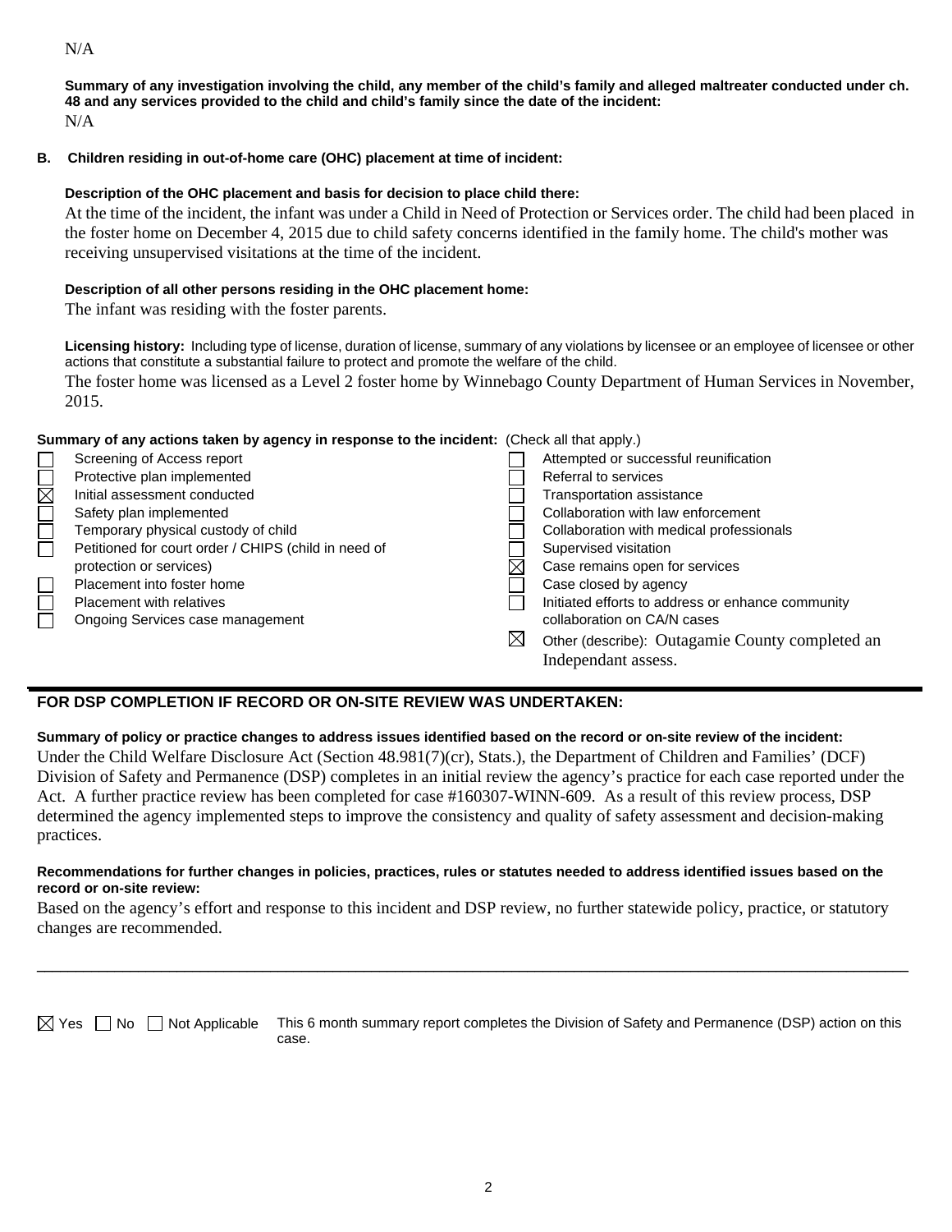N/A

**Summary of any investigation involving the child, any member of the child's family and alleged maltreater conducted under ch. 48 and any services provided to the child and child's family since the date of the incident:**

N/A

**B. Children residing in out-of-home care (OHC) placement at time of incident:**

**Description of the OHC placement and basis for decision to place child there:**

At the time of the incident, the infant was under a Child in Need of Protection or Services order. The child had been placed in the foster home on December 4, 2015 due to child safety concerns identified in the family home. The child's mother was receiving unsupervised visitations at the time of the incident.

**Description of all other persons residing in the OHC placement home:**

The infant was residing with the foster parents.

**Licensing history:** Including type of license, duration of license, summary of any violations by licensee or an employee of licensee or other actions that constitute a substantial failure to protect and promote the welfare of the child.

The foster home was licensed as a Level 2 foster home by Winnebago County Department of Human Services in November, 2015.

**Summary of any actions taken by agency in response to the incident:** (Check all that apply.)

- ☐ Screening of Access report
- ☐ Protective plan implemented
- ☒ Initial assessment conducted
- ☐ Safety plan implemented
- ☐ Temporary physical custody of child
- ☐ Petitioned for court order / CHIPS (child in need of protection or services)
- ☐ Placement into foster home
- ☐ Placement with relatives
- ☐ Ongoing Services case management
- ☐ Attempted or successful reunification
- ☐ Referral to services
- ☐ Transportation assistance
- ☐ Collaboration with law enforcement
- ☐ Collaboration with medical professionals
- ☐ Supervised visitation
- ☒ Case remains open for services
- ☐ Case closed by agency
- ☐ Initiated efforts to address or enhance community collaboration on CA/N cases
- ☒ Other (describe): Outagamie County completed an Independant assess.

**FOR DSP COMPLETION IF RECORD OR ON-SITE REVIEW WAS UNDERTAKEN:**

**Summary of policy or practice changes to address issues identified based on the record or on-site review of the incident:**

Under the Child Welfare Disclosure Act (Section 48.981(7)(cr), Stats.), the Department of Children and Families' (DCF) Division of Safety and Permanence (DSP) completes in an initial review the agency's practice for each case reported under the Act. A further practice review has been completed for case #160307-WINN-609. As a result of this review process, DSP determined the agency implemented steps to improve the consistency and quality of safety assessment and decision-making practices.

**Recommendations for further changes in policies, practices, rules or statutes needed to address identified issues based on the record or on-site review:**

Based on the agency's effort and response to this incident and DSP review, no further statewide policy, practice, or statutory changes are recommended.

---

☒ Yes ☐ No ☐ Not Applicable This 6 month summary report completes the Division of Safety and Permanence (DSP) action on this case.